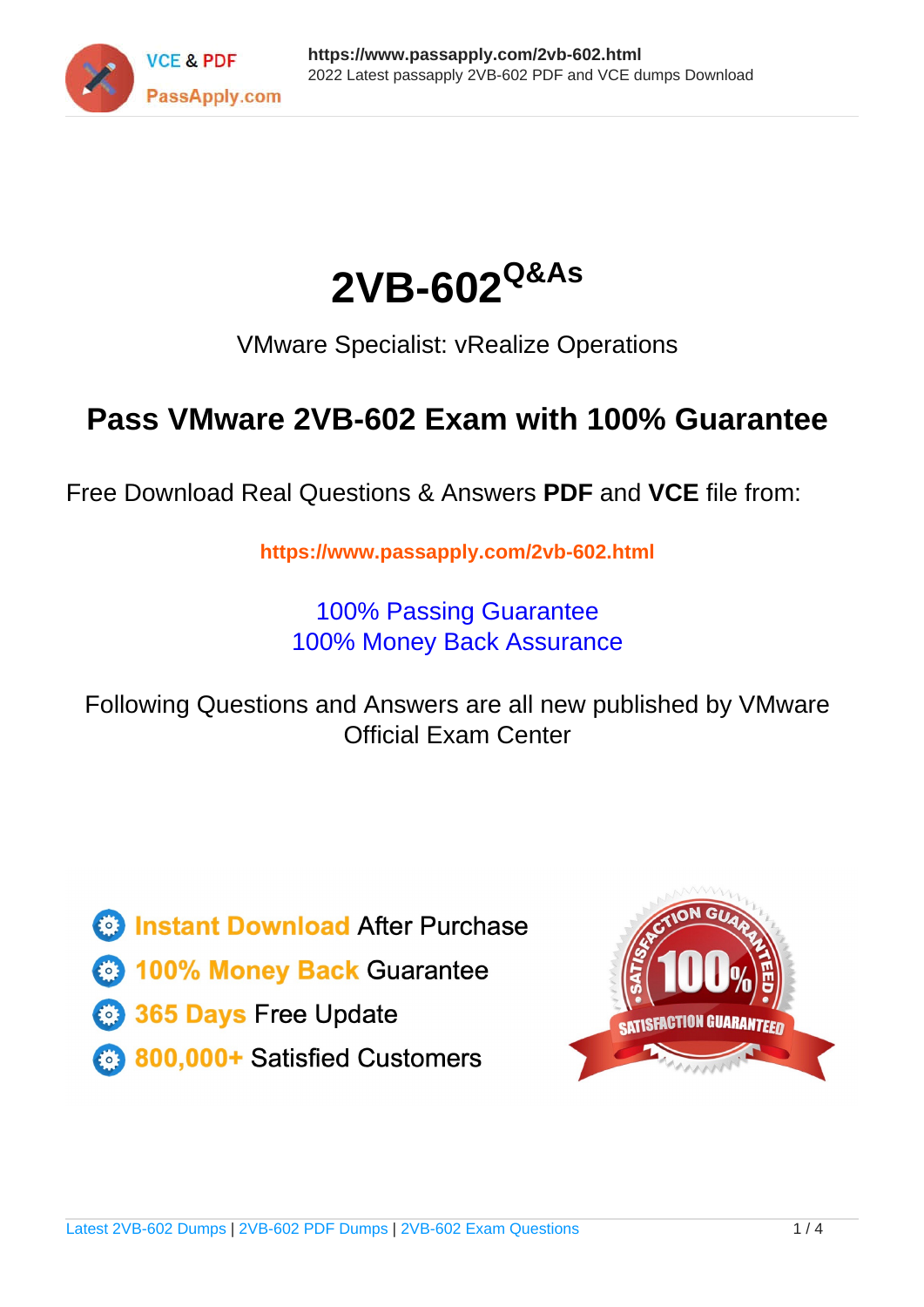# 2VB-602 Q&As

VMware Specialist: vRealize Operations

## Pass VMware 2VB-602 Exam with 100% Guarantee

Free Download Real Questions & Answers **PDF** and **VCE** file from:

**https://www.passapply.com/2vb-602.html**

100% Passing Guarantee
100% Money Back Assurance

Following Questions and Answers are all new published by VMware Official Exam Center

- **Instant Download** After Purchase
- **100% Money Back** Guarantee
- **365 Days** Free Update
- **800,000+** Satisfied Customers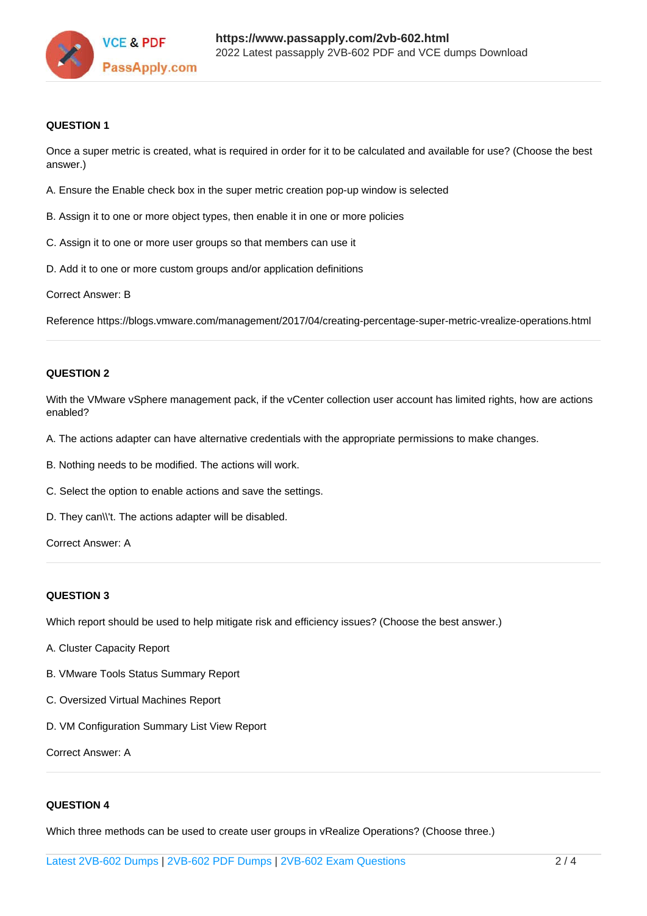**QUESTION 1**

Once a super metric is created, what is required in order for it to be calculated and available for use? (Choose the best answer.)

A. Ensure the Enable check box in the super metric creation pop-up window is selected

B. Assign it to one or more object types, then enable it in one or more policies

C. Assign it to one or more user groups so that members can use it

D. Add it to one or more custom groups and/or application definitions

Correct Answer: B

Reference https://blogs.vmware.com/management/2017/04/creating-percentage-super-metric-vrealize-operations.html

---

**QUESTION 2**

With the VMware vSphere management pack, if the vCenter collection user account has limited rights, how are actions enabled?

A. The actions adapter can have alternative credentials with the appropriate permissions to make changes.

B. Nothing needs to be modified. The actions will work.

C. Select the option to enable actions and save the settings.

D. They can\\'t. The actions adapter will be disabled.

Correct Answer: A

---

**QUESTION 3**

Which report should be used to help mitigate risk and efficiency issues? (Choose the best answer.)

A. Cluster Capacity Report

B. VMware Tools Status Summary Report

C. Oversized Virtual Machines Report

D. VM Configuration Summary List View Report

Correct Answer: A

---

**QUESTION 4**

Which three methods can be used to create user groups in vRealize Operations? (Choose three.)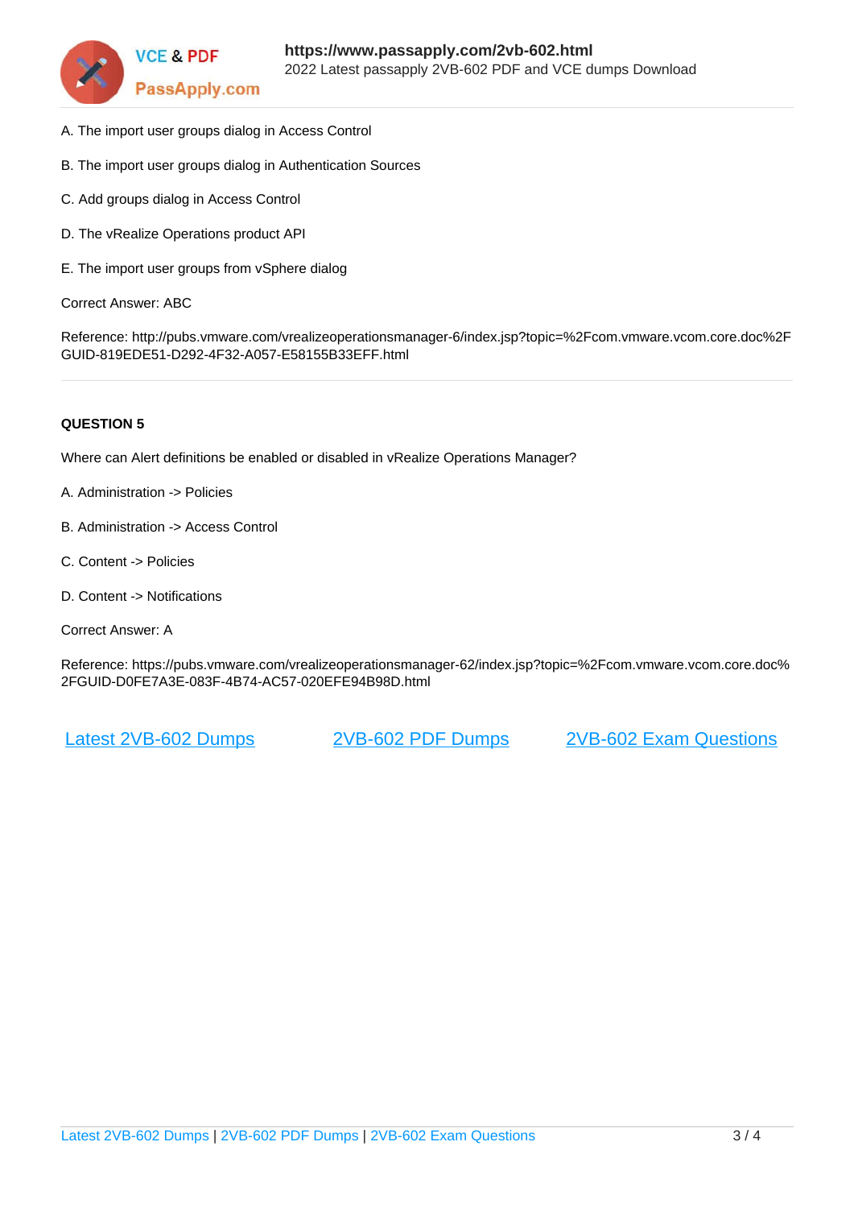A. The import user groups dialog in Access Control

B. The import user groups dialog in Authentication Sources

C. Add groups dialog in Access Control

D. The vRealize Operations product API

E. The import user groups from vSphere dialog

Correct Answer: ABC

Reference: http://pubs.vmware.com/vrealizeoperationsmanager-6/index.jsp?topic=%2Fcom.vmware.vcom.core.doc%2FGUID-819EDE51-D292-4F32-A057-E58155B33EFF.html

**QUESTION 5**

Where can Alert definitions be enabled or disabled in vRealize Operations Manager?

A. Administration -> Policies

B. Administration -> Access Control

C. Content -> Policies

D. Content -> Notifications

Correct Answer: A

Reference: https://pubs.vmware.com/vrealizeoperationsmanager-62/index.jsp?topic=%2Fcom.vmware.vcom.core.doc%2FGUID-D0FE7A3E-083F-4B74-AC57-020EFE94B98D.html

Latest 2VB-602 Dumps    2VB-602 PDF Dumps    2VB-602 Exam Questions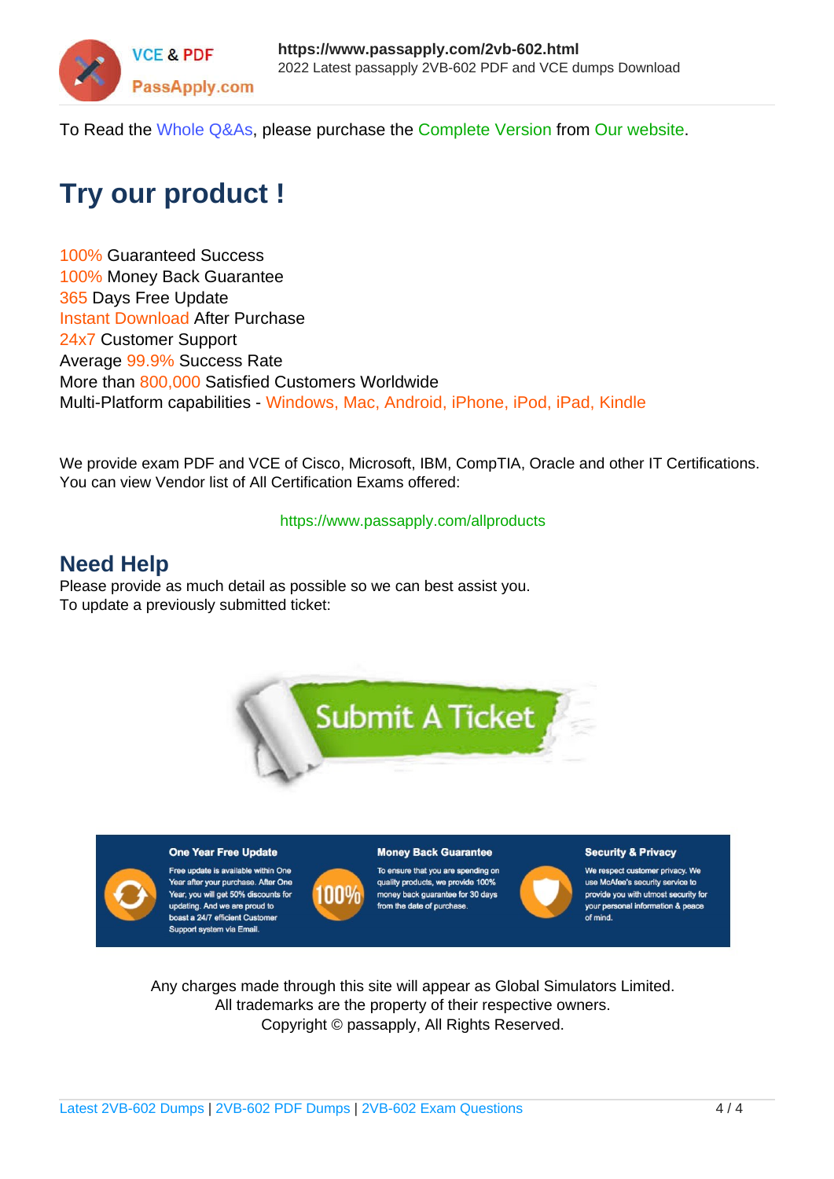To Read the Whole Q&As, please purchase the Complete Version from Our website.

# Try our product !

100% Guaranteed Success
100% Money Back Guarantee
365 Days Free Update
Instant Download After Purchase
24x7 Customer Support
Average 99.9% Success Rate
More than 800,000 Satisfied Customers Worldwide
Multi-Platform capabilities - Windows, Mac, Android, iPhone, iPod, iPad, Kindle

We provide exam PDF and VCE of Cisco, Microsoft, IBM, CompTIA, Oracle and other IT Certifications.
You can view Vendor list of All Certification Exams offered:

https://www.passapply.com/allproducts

## Need Help

Please provide as much detail as possible so we can best assist you.
To update a previously submitted ticket:

Submit A Ticket

**One Year Free Update**
Free update is available within One Year after your purchase. After One Year, you will get 50% discounts for updating. And we are proud to boast a 24/7 efficient Customer Support system via Email.

**Money Back Guarantee**
To ensure that you are spending on quality products, we provide 100% money back guarantee for 30 days from the date of purchase.

**Security & Privacy**
We respect customer privacy. We use McAfee's security service to provide you with utmost security for your personal information & peace of mind.

Any charges made through this site will appear as Global Simulators Limited.
All trademarks are the property of their respective owners.
Copyright © passapply, All Rights Reserved.